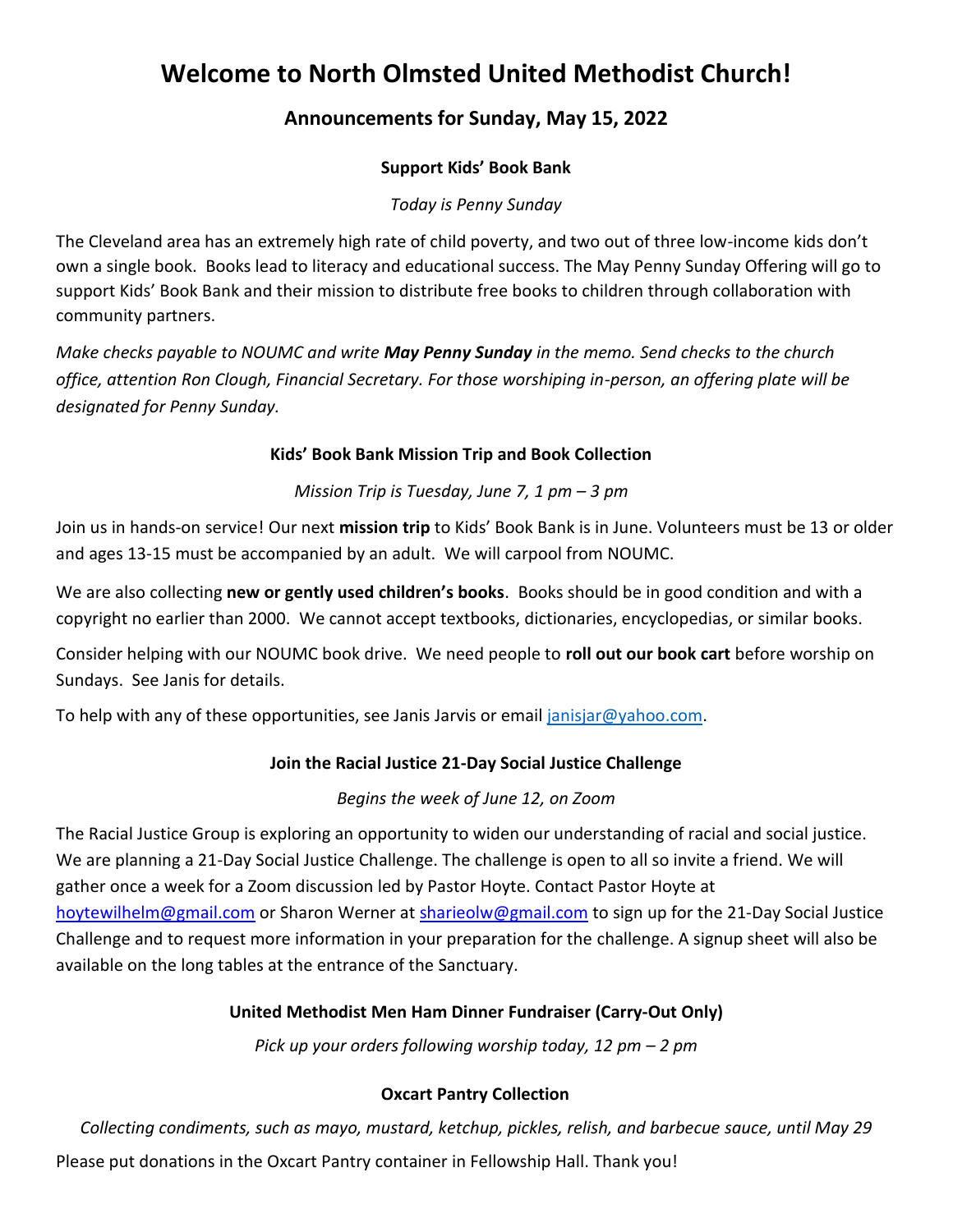# Welcome to North Olmsted United Methodist Church!

## Announcements for Sunday, May 15, 2022

### Support Kids' Book Bank

*Today is Penny Sunday*

The Cleveland area has an extremely high rate of child poverty, and two out of three low-income kids don't own a single book. Books lead to literacy and educational success. The May Penny Sunday Offering will go to support Kids' Book Bank and their mission to distribute free books to children through collaboration with community partners.

*Make checks payable to NOUMC and write **May Penny Sunday** in the memo. Send checks to the church office, attention Ron Clough, Financial Secretary. For those worshiping in-person, an offering plate will be designated for Penny Sunday.*

### Kids' Book Bank Mission Trip and Book Collection

*Mission Trip is Tuesday, June 7, 1 pm – 3 pm*

Join us in hands-on service! Our next **mission trip** to Kids' Book Bank is in June. Volunteers must be 13 or older and ages 13-15 must be accompanied by an adult. We will carpool from NOUMC.

We are also collecting **new or gently used children's books**. Books should be in good condition and with a copyright no earlier than 2000. We cannot accept textbooks, dictionaries, encyclopedias, or similar books.

Consider helping with our NOUMC book drive. We need people to **roll out our book cart** before worship on Sundays. See Janis for details.

To help with any of these opportunities, see Janis Jarvis or email janisjar@yahoo.com.

### Join the Racial Justice 21-Day Social Justice Challenge

*Begins the week of June 12, on Zoom*

The Racial Justice Group is exploring an opportunity to widen our understanding of racial and social justice. We are planning a 21-Day Social Justice Challenge. The challenge is open to all so invite a friend. We will gather once a week for a Zoom discussion led by Pastor Hoyte. Contact Pastor Hoyte at hoytewilhelm@gmail.com or Sharon Werner at sharieolw@gmail.com to sign up for the 21-Day Social Justice Challenge and to request more information in your preparation for the challenge. A signup sheet will also be available on the long tables at the entrance of the Sanctuary.

### United Methodist Men Ham Dinner Fundraiser (Carry-Out Only)

*Pick up your orders following worship today, 12 pm – 2 pm*

### Oxcart Pantry Collection

*Collecting condiments, such as mayo, mustard, ketchup, pickles, relish, and barbecue sauce, until May 29*

Please put donations in the Oxcart Pantry container in Fellowship Hall. Thank you!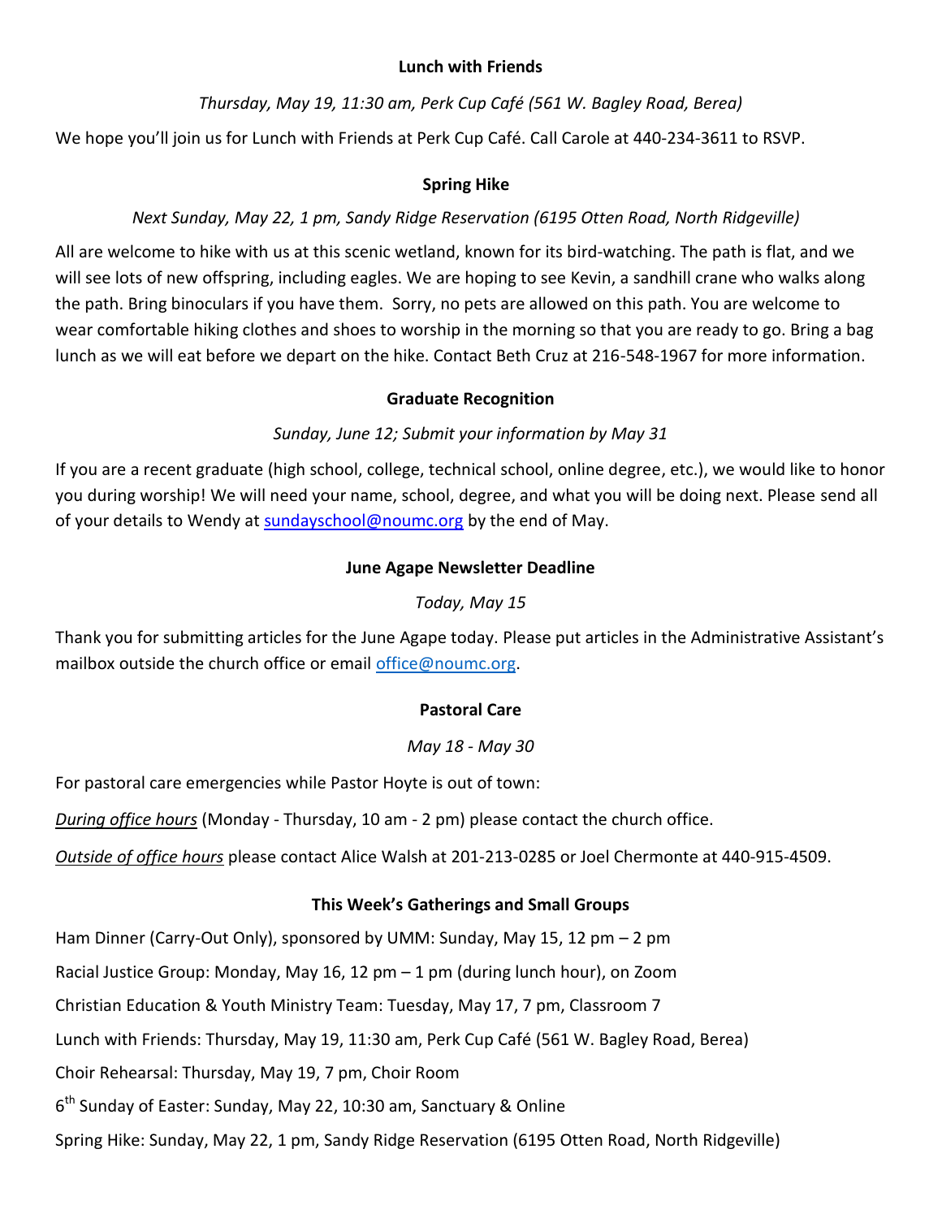**Lunch with Friends**

*Thursday, May 19, 11:30 am, Perk Cup Café (561 W. Bagley Road, Berea)*

We hope you'll join us for Lunch with Friends at Perk Cup Café. Call Carole at 440-234-3611 to RSVP.

**Spring Hike**

*Next Sunday, May 22, 1 pm, Sandy Ridge Reservation (6195 Otten Road, North Ridgeville)*

All are welcome to hike with us at this scenic wetland, known for its bird-watching. The path is flat, and we will see lots of new offspring, including eagles. We are hoping to see Kevin, a sandhill crane who walks along the path. Bring binoculars if you have them. Sorry, no pets are allowed on this path. You are welcome to wear comfortable hiking clothes and shoes to worship in the morning so that you are ready to go. Bring a bag lunch as we will eat before we depart on the hike. Contact Beth Cruz at 216-548-1967 for more information.

**Graduate Recognition**

*Sunday, June 12; Submit your information by May 31*

If you are a recent graduate (high school, college, technical school, online degree, etc.), we would like to honor you during worship! We will need your name, school, degree, and what you will be doing next. Please send all of your details to Wendy at sundayschool@noumc.org by the end of May.

**June Agape Newsletter Deadline**

*Today, May 15*

Thank you for submitting articles for the June Agape today. Please put articles in the Administrative Assistant's mailbox outside the church office or email office@noumc.org.

**Pastoral Care**

*May 18 - May 30*

For pastoral care emergencies while Pastor Hoyte is out of town:

*During office hours* (Monday - Thursday, 10 am - 2 pm) please contact the church office.

*Outside of office hours* please contact Alice Walsh at 201-213-0285 or Joel Chermonte at 440-915-4509.

**This Week's Gatherings and Small Groups**

Ham Dinner (Carry-Out Only), sponsored by UMM: Sunday, May 15, 12 pm – 2 pm

Racial Justice Group: Monday, May 16, 12 pm – 1 pm (during lunch hour), on Zoom

Christian Education & Youth Ministry Team: Tuesday, May 17, 7 pm, Classroom 7

Lunch with Friends: Thursday, May 19, 11:30 am, Perk Cup Café (561 W. Bagley Road, Berea)

Choir Rehearsal: Thursday, May 19, 7 pm, Choir Room

6th Sunday of Easter: Sunday, May 22, 10:30 am, Sanctuary & Online

Spring Hike: Sunday, May 22, 1 pm, Sandy Ridge Reservation (6195 Otten Road, North Ridgeville)